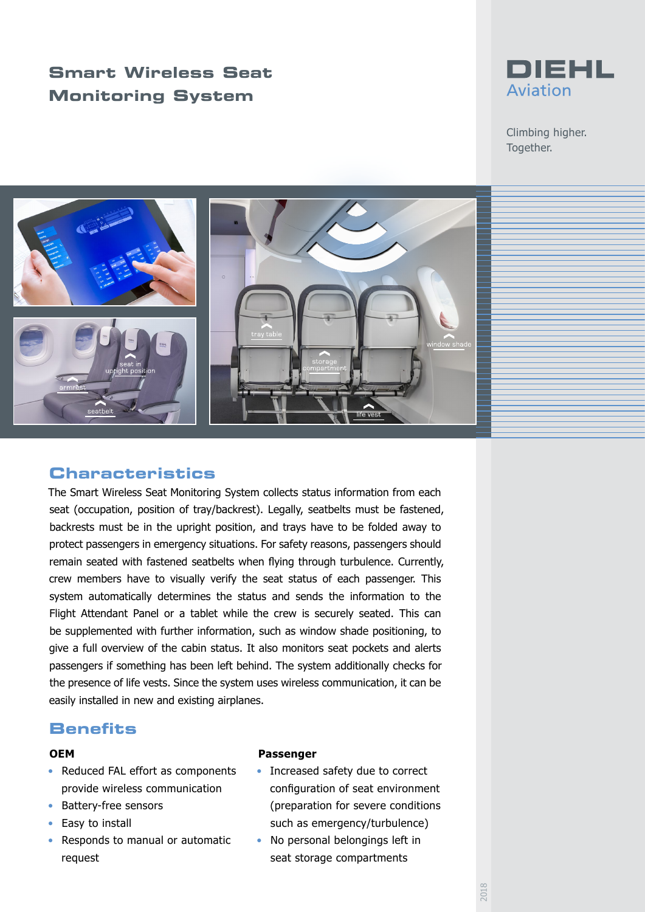# Smart Wireless Seat Monitoring System

**DIEHL Aviation**

Climbing higher.
Together.

## Characteristics

The Smart Wireless Seat Monitoring System collects status information from each seat (occupation, position of tray/backrest). Legally, seatbelts must be fastened, backrests must be in the upright position, and trays have to be folded away to protect passengers in emergency situations. For safety reasons, passengers should remain seated with fastened seatbelts when flying through turbulence. Currently, crew members have to visually verify the seat status of each passenger. This system automatically determines the status and sends the information to the Flight Attendant Panel or a tablet while the crew is securely seated. This can be supplemented with further information, such as window shade positioning, to give a full overview of the cabin status. It also monitors seat pockets and alerts passengers if something has been left behind. The system additionally checks for the presence of life vests. Since the system uses wireless communication, it can be easily installed in new and existing airplanes.

## Benefits

**OEM**

- Reduced FAL effort as components provide wireless communication
- Battery-free sensors
- Easy to install
- Responds to manual or automatic request

**Passenger**

- Increased safety due to correct configuration of seat environment (preparation for severe conditions such as emergency/turbulence)
- No personal belongings left in seat storage compartments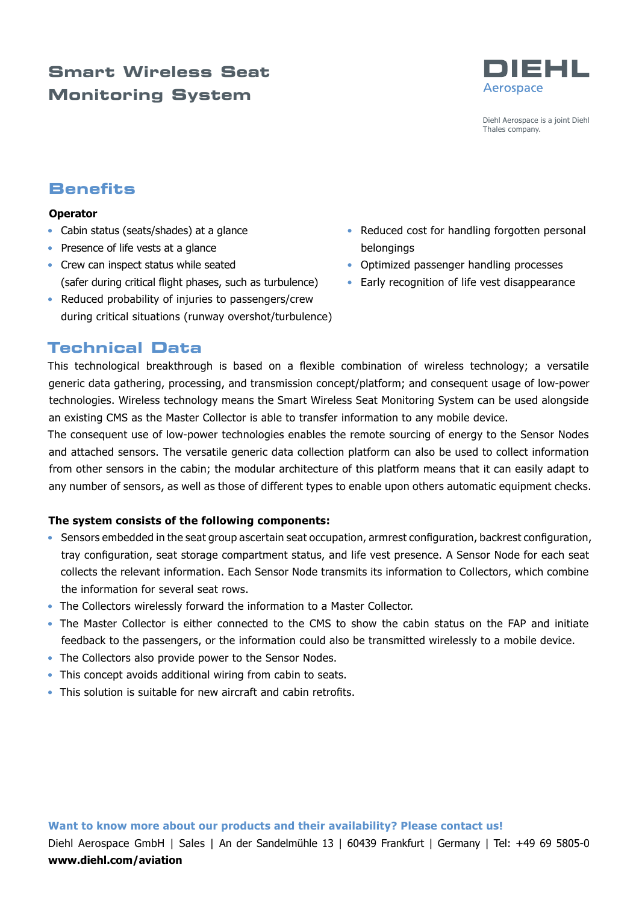# Smart Wireless Seat Monitoring System

DIEHL Aerospace

Diehl Aerospace is a joint Diehl Thales company.

## Benefits

**Operator**

- Cabin status (seats/shades) at a glance
- Presence of life vests at a glance
- Crew can inspect status while seated (safer during critical flight phases, such as turbulence)
- Reduced probability of injuries to passengers/crew during critical situations (runway overshot/turbulence)
- Reduced cost for handling forgotten personal belongings
- Optimized passenger handling processes
- Early recognition of life vest disappearance

## Technical Data

This technological breakthrough is based on a flexible combination of wireless technology; a versatile generic data gathering, processing, and transmission concept/platform; and consequent usage of low-power technologies. Wireless technology means the Smart Wireless Seat Monitoring System can be used alongside an existing CMS as the Master Collector is able to transfer information to any mobile device.
The consequent use of low-power technologies enables the remote sourcing of energy to the Sensor Nodes and attached sensors. The versatile generic data collection platform can also be used to collect information from other sensors in the cabin; the modular architecture of this platform means that it can easily adapt to any number of sensors, as well as those of different types to enable upon others automatic equipment checks.

**The system consists of the following components:**

- Sensors embedded in the seat group ascertain seat occupation, armrest configuration, backrest configuration, tray configuration, seat storage compartment status, and life vest presence. A Sensor Node for each seat collects the relevant information. Each Sensor Node transmits its information to Collectors, which combine the information for several seat rows.
- The Collectors wirelessly forward the information to a Master Collector.
- The Master Collector is either connected to the CMS to show the cabin status on the FAP and initiate feedback to the passengers, or the information could also be transmitted wirelessly to a mobile device.
- The Collectors also provide power to the Sensor Nodes.
- This concept avoids additional wiring from cabin to seats.
- This solution is suitable for new aircraft and cabin retrofits.

**Want to know more about our products and their availability? Please contact us!**

Diehl Aerospace GmbH | Sales | An der Sandelmühle 13 | 60439 Frankfurt | Germany | Tel: +49 69 5805-0
**www.diehl.com/aviation**